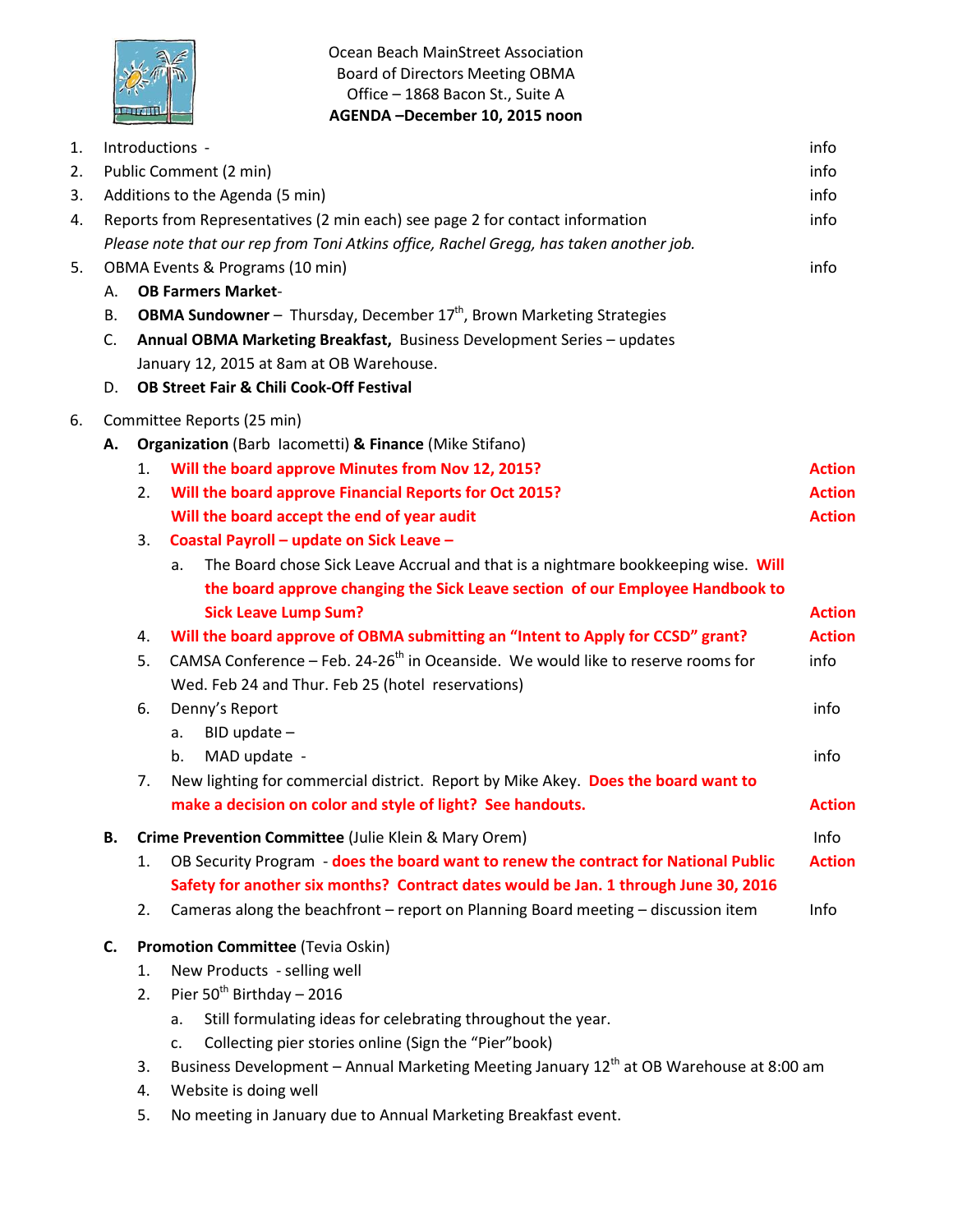Ocean Beach MainStreet Association
Board of Directors Meeting OBMA
Office – 1868 Bacon St., Suite A
**AGENDA –December 10, 2015 noon**

1. Introductions - info
2. Public Comment (2 min) info
3. Additions to the Agenda (5 min) info
4. Reports from Representatives (2 min each) see page 2 for contact information info
   *Please note that our rep from Toni Atkins office, Rachel Gregg, has taken another job.*
5. OBMA Events & Programs (10 min) info
   A. **OB Farmers Market**-
   B. **OBMA Sundowner** – Thursday, December 17th, Brown Marketing Strategies
   C. **Annual OBMA Marketing Breakfast,** Business Development Series – updates January 12, 2015 at 8am at OB Warehouse.
   D. **OB Street Fair & Chili Cook-Off Festival**
6. Committee Reports (25 min)
   **A. Organization** (Barb Iacometti) **& Finance** (Mike Stifano)
   1. **Will the board approve Minutes from Nov 12, 2015?** **Action**
   2. **Will the board approve Financial Reports for Oct 2015?** **Action**
      **Will the board accept the end of year audit** **Action**
   3. **Coastal Payroll – update on Sick Leave –**
      a. The Board chose Sick Leave Accrual and that is a nightmare bookkeeping wise. **Will the board approve changing the Sick Leave section of our Employee Handbook to Sick Leave Lump Sum?** **Action**
   4. **Will the board approve of OBMA submitting an "Intent to Apply for CCSD" grant?** **Action**
   5. CAMSA Conference – Feb. 24-26th in Oceanside. We would like to reserve rooms for Wed. Feb 24 and Thur. Feb 25 (hotel reservations) info
   6. Denny's Report info
      a. BID update –
      b. MAD update - info
   7. New lighting for commercial district. Report by Mike Akey. **Does the board want to make a decision on color and style of light? See handouts.** **Action**

   **B. Crime Prevention Committee** (Julie Klein & Mary Orem) Info
   1. OB Security Program - **does the board want to renew the contract for National Public Safety for another six months? Contract dates would be Jan. 1 through June 30, 2016** **Action**
   2. Cameras along the beachfront – report on Planning Board meeting – discussion item Info

   **C. Promotion Committee** (Tevia Oskin)
   1. New Products - selling well
   2. Pier 50th Birthday – 2016
      a. Still formulating ideas for celebrating throughout the year.
      c. Collecting pier stories online (Sign the "Pier"book)
   3. Business Development – Annual Marketing Meeting January 12th at OB Warehouse at 8:00 am
   4. Website is doing well
   5. No meeting in January due to Annual Marketing Breakfast event.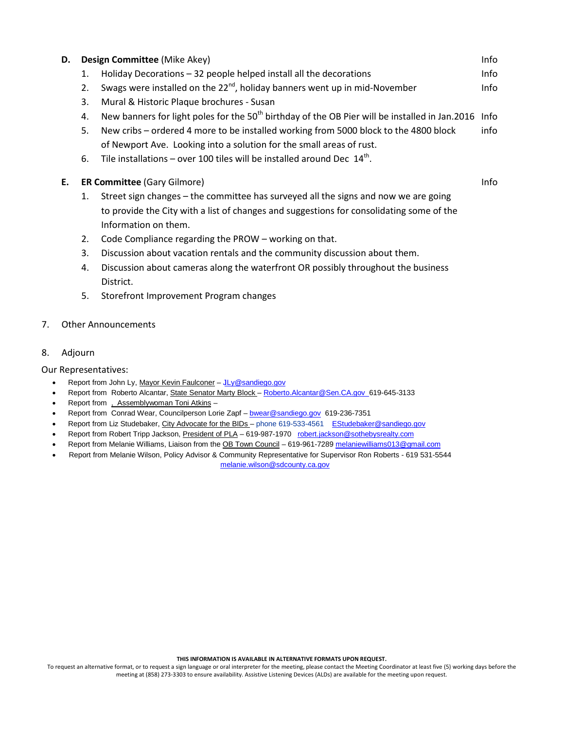**D. Design Committee** (Mike Akey) Info

1. Holiday Decorations – 32 people helped install all the decorations Info
2. Swags were installed on the 22nd, holiday banners went up in mid-November Info
3. Mural & Historic Plaque brochures - Susan
4. New banners for light poles for the 50th birthday of the OB Pier will be installed in Jan.2016 Info
5. New cribs – ordered 4 more to be installed working from 5000 block to the 4800 block of Newport Ave. Looking into a solution for the small areas of rust. info
6. Tile installations – over 100 tiles will be installed around Dec 14th.

**E. ER Committee** (Gary Gilmore) Info

1. Street sign changes – the committee has surveyed all the signs and now we are going to provide the City with a list of changes and suggestions for consolidating some of the Information on them.
2. Code Compliance regarding the PROW – working on that.
3. Discussion about vacation rentals and the community discussion about them.
4. Discussion about cameras along the waterfront OR possibly throughout the business District.
5. Storefront Improvement Program changes

7. Other Announcements

8. Adjourn

Our Representatives:

- Report from John Ly, Mayor Kevin Faulconer – JLy@sandiego.gov
- Report from Roberto Alcantar, State Senator Marty Block – Roberto.Alcantar@Sen.CA.gov 619-645-3133
- Report from , Assemblywoman Toni Atkins –
- Report from Conrad Wear, Councilperson Lorie Zapf – bwear@sandiego.gov 619-236-7351
- Report from Liz Studebaker, City Advocate for the BIDs – phone 619-533-4561 EStudebaker@sandiego.gov
- Report from Robert Tripp Jackson, President of PLA – 619-987-1970 robert.jackson@sothebysrealty.com
- Report from Melanie Williams, Liaison from the OB Town Council – 619-961-7289 melaniewilliams013@gmail.com
- Report from Melanie Wilson, Policy Advisor & Community Representative for Supervisor Ron Roberts - 619 531-5544 melanie.wilson@sdcounty.ca.gov

**THIS INFORMATION IS AVAILABLE IN ALTERNATIVE FORMATS UPON REQUEST.**

To request an alternative format, or to request a sign language or oral interpreter for the meeting, please contact the Meeting Coordinator at least five (5) working days before the meeting at (858) 273-3303 to ensure availability. Assistive Listening Devices (ALDs) are available for the meeting upon request.